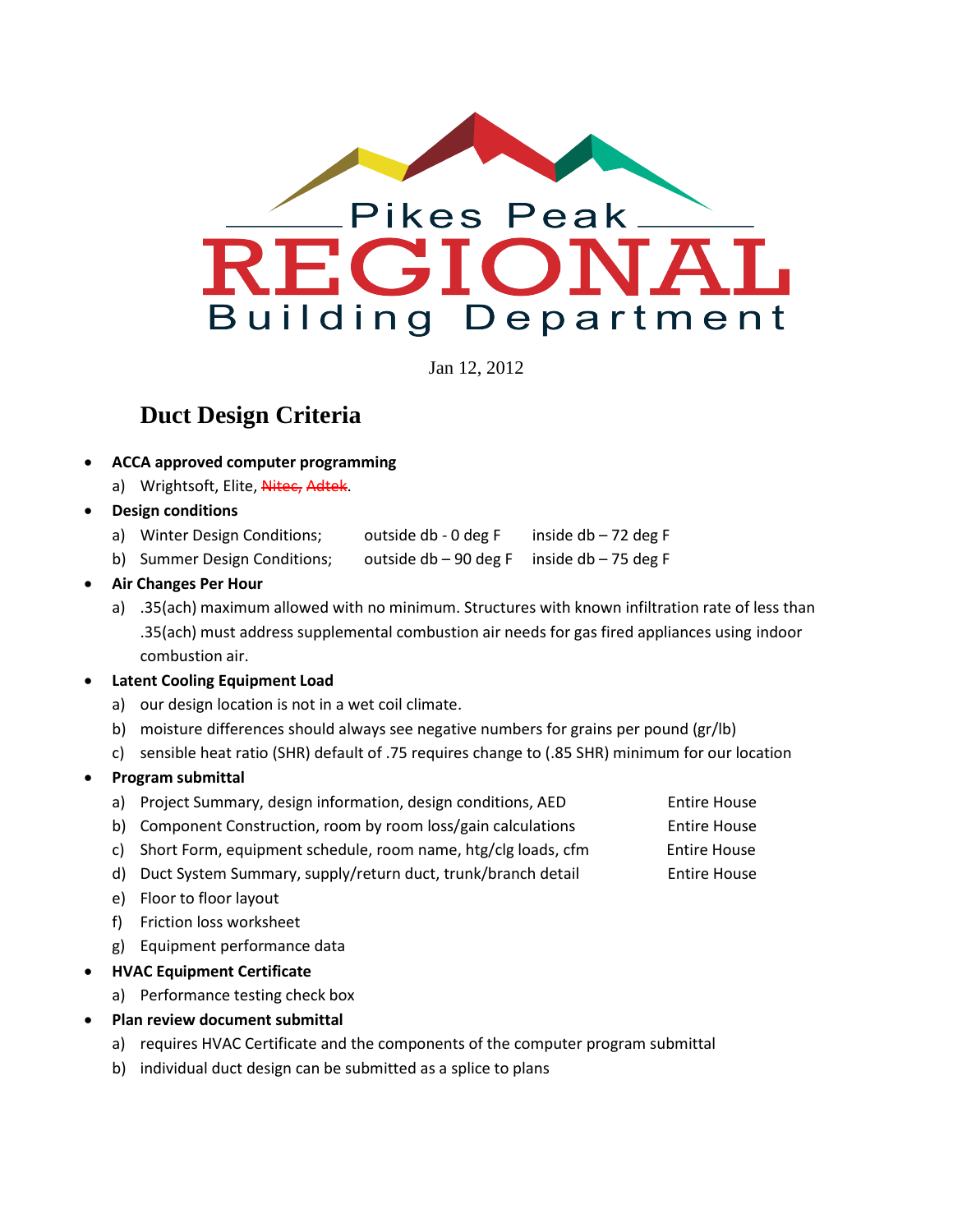Pikes Peak REGIONAL Building Department

Jan 12, 2012

## Duct Design Criteria

- **ACCA approved computer programming**
  a) Wrightsoft, Elite, ~~Nitec, Adtek~~.
- **Design conditions**
  a) Winter Design Conditions; outside db - 0 deg F inside db – 72 deg F
  b) Summer Design Conditions; outside db – 90 deg F inside db – 75 deg F
- **Air Changes Per Hour**
  a) .35(ach) maximum allowed with no minimum. Structures with known infiltration rate of less than .35(ach) must address supplemental combustion air needs for gas fired appliances using indoor combustion air.
- **Latent Cooling Equipment Load**
  a) our design location is not in a wet coil climate.
  b) moisture differences should always see negative numbers for grains per pound (gr/lb)
  c) sensible heat ratio (SHR) default of .75 requires change to (.85 SHR) minimum for our location
- **Program submittal**
  a) Project Summary, design information, design conditions, AED Entire House
  b) Component Construction, room by room loss/gain calculations Entire House
  c) Short Form, equipment schedule, room name, htg/clg loads, cfm Entire House
  d) Duct System Summary, supply/return duct, trunk/branch detail Entire House
  e) Floor to floor layout
  f) Friction loss worksheet
  g) Equipment performance data
- **HVAC Equipment Certificate**
  a) Performance testing check box
- **Plan review document submittal**
  a) requires HVAC Certificate and the components of the computer program submittal
  b) individual duct design can be submitted as a splice to plans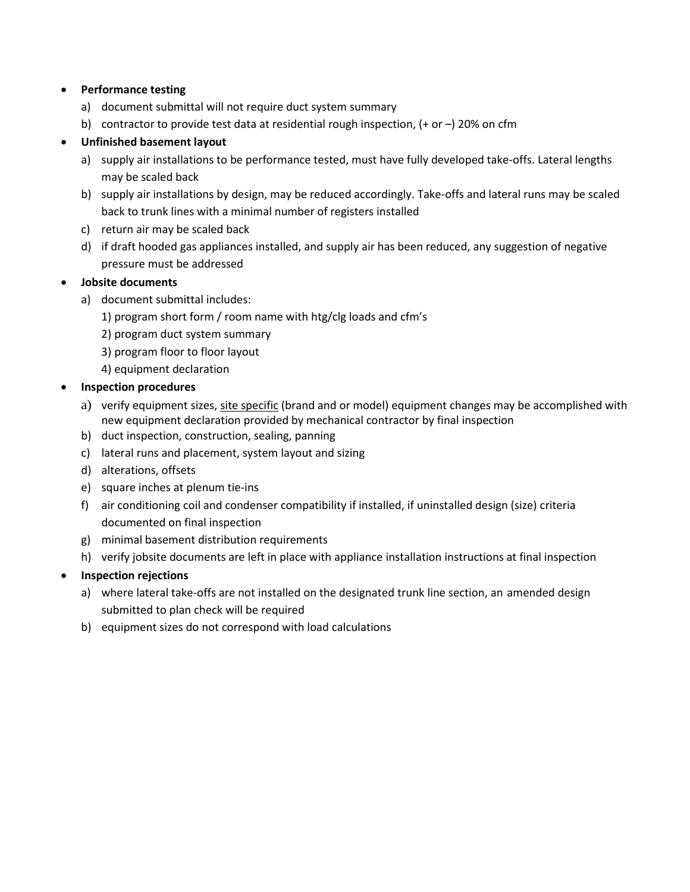- **Performance testing**
  a) document submittal will not require duct system summary
  b) contractor to provide test data at residential rough inspection, (+ or –) 20% on cfm
- **Unfinished basement layout**
  a) supply air installations to be performance tested, must have fully developed take-offs. Lateral lengths may be scaled back
  b) supply air installations by design, may be reduced accordingly. Take-offs and lateral runs may be scaled back to trunk lines with a minimal number of registers installed
  c) return air may be scaled back
  d) if draft hooded gas appliances installed, and supply air has been reduced, any suggestion of negative pressure must be addressed
- **Jobsite documents**
  a) document submittal includes:
     1) program short form / room name with htg/clg loads and cfm's
     2) program duct system summary
     3) program floor to floor layout
     4) equipment declaration
- **Inspection procedures**
  a) verify equipment sizes, <u>site specific</u> (brand and or model) equipment changes may be accomplished with new equipment declaration provided by mechanical contractor by final inspection
  b) duct inspection, construction, sealing, panning
  c) lateral runs and placement, system layout and sizing
  d) alterations, offsets
  e) square inches at plenum tie-ins
  f) air conditioning coil and condenser compatibility if installed, if uninstalled design (size) criteria documented on final inspection
  g) minimal basement distribution requirements
  h) verify jobsite documents are left in place with appliance installation instructions at final inspection
- **Inspection rejections**
  a) where lateral take-offs are not installed on the designated trunk line section, an amended design submitted to plan check will be required
  b) equipment sizes do not correspond with load calculations